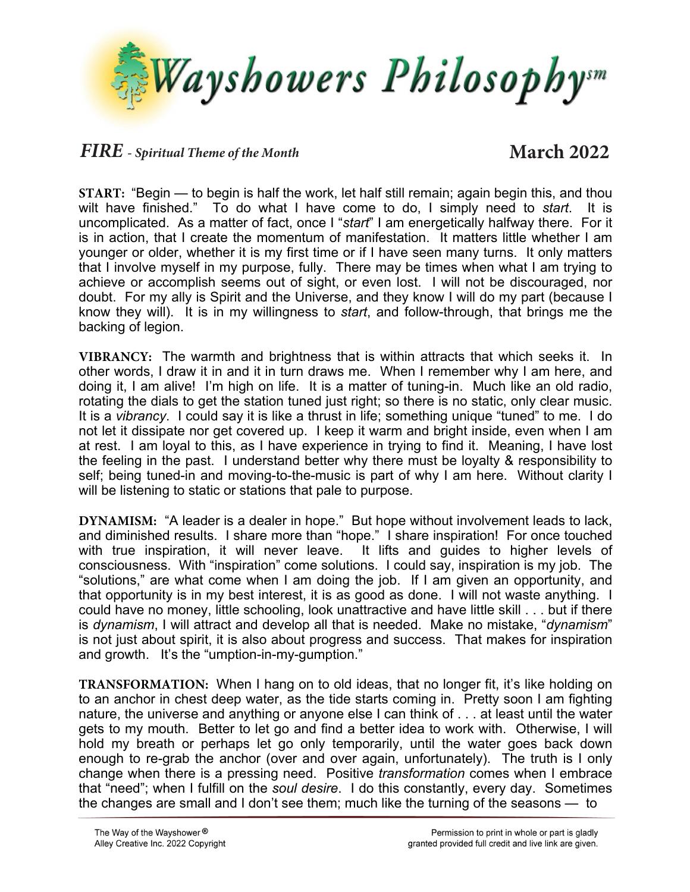# Wayshowers Philosophy℠

## *FIRE* - *Spiritual Theme of the Month* March 2022

**START:** "Begin — to begin is half the work, let half still remain; again begin this, and thou wilt have finished." To do what I have come to do, I simply need to *start*. It is uncomplicated. As a matter of fact, once I "*start*" I am energetically halfway there. For it is in action, that I create the momentum of manifestation. It matters little whether I am younger or older, whether it is my first time or if I have seen many turns. It only matters that I involve myself in my purpose, fully. There may be times when what I am trying to achieve or accomplish seems out of sight, or even lost. I will not be discouraged, nor doubt. For my ally is Spirit and the Universe, and they know I will do my part (because I know they will). It is in my willingness to *start*, and follow-through, that brings me the backing of legion.

**VIBRANCY:** The warmth and brightness that is within attracts that which seeks it. In other words, I draw it in and it in turn draws me. When I remember why I am here, and doing it, I am alive! I'm high on life. It is a matter of tuning-in. Much like an old radio, rotating the dials to get the station tuned just right; so there is no static, only clear music. It is a *vibrancy*. I could say it is like a thrust in life; something unique "tuned" to me. I do not let it dissipate nor get covered up. I keep it warm and bright inside, even when I am at rest. I am loyal to this, as I have experience in trying to find it. Meaning, I have lost the feeling in the past. I understand better why there must be loyalty & responsibility to self; being tuned-in and moving-to-the-music is part of why I am here. Without clarity I will be listening to static or stations that pale to purpose.

**DYNAMISM:** "A leader is a dealer in hope." But hope without involvement leads to lack, and diminished results. I share more than "hope." I share inspiration! For once touched with true inspiration, it will never leave. It lifts and guides to higher levels of consciousness. With "inspiration" come solutions. I could say, inspiration is my job. The "solutions," are what come when I am doing the job. If I am given an opportunity, and that opportunity is in my best interest, it is as good as done. I will not waste anything. I could have no money, little schooling, look unattractive and have little skill . . . but if there is *dynamism*, I will attract and develop all that is needed. Make no mistake, "*dynamism*" is not just about spirit, it is also about progress and success. That makes for inspiration and growth. It's the "umption-in-my-gumption."

**TRANSFORMATION:** When I hang on to old ideas, that no longer fit, it's like holding on to an anchor in chest deep water, as the tide starts coming in. Pretty soon I am fighting nature, the universe and anything or anyone else I can think of . . . at least until the water gets to my mouth. Better to let go and find a better idea to work with. Otherwise, I will hold my breath or perhaps let go only temporarily, until the water goes back down enough to re-grab the anchor (over and over again, unfortunately). The truth is I only change when there is a pressing need. Positive *transformation* comes when I embrace that "need"; when I fulfill on the *soul desire*. I do this constantly, every day. Sometimes the changes are small and I don't see them; much like the turning of the seasons — to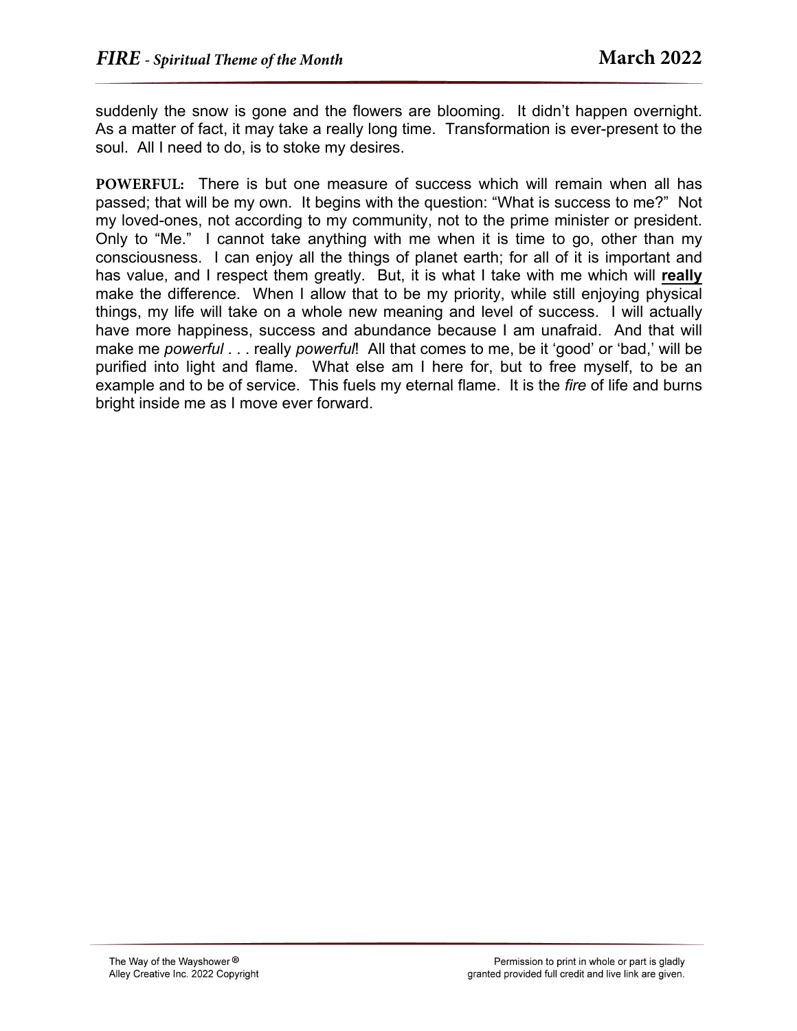suddenly the snow is gone and the flowers are blooming. It didn't happen overnight. As a matter of fact, it may take a really long time. Transformation is ever-present to the soul. All I need to do, is to stoke my desires.

**POWERFUL:** There is but one measure of success which will remain when all has passed; that will be my own. It begins with the question: "What is success to me?" Not my loved-ones, not according to my community, not to the prime minister or president. Only to "Me." I cannot take anything with me when it is time to go, other than my consciousness. I can enjoy all the things of planet earth; for all of it is important and has value, and I respect them greatly. But, it is what I take with me which will **really** make the difference. When I allow that to be my priority, while still enjoying physical things, my life will take on a whole new meaning and level of success. I will actually have more happiness, success and abundance because I am unafraid. And that will make me *powerful* . . . really *powerful*! All that comes to me, be it 'good' or 'bad,' will be purified into light and flame. What else am I here for, but to free myself, to be an example and to be of service. This fuels my eternal flame. It is the *fire* of life and burns bright inside me as I move ever forward.